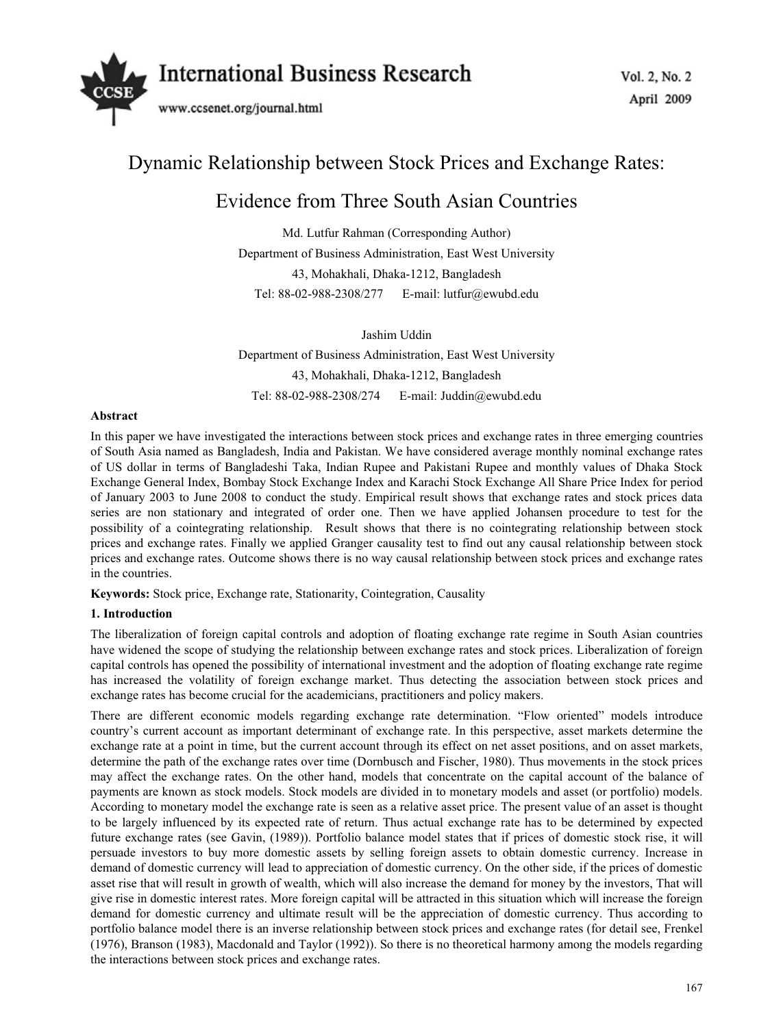# Dynamic Relationship between Stock Prices and Exchange Rates: Evidence from Three South Asian Countries

Md. Lutfur Rahman (Corresponding Author)

Department of Business Administration, East West University

43, Mohakhali, Dhaka-1212, Bangladesh

Tel: 88-02-988-2308/277 E-mail: lutfur@ewubd.edu

Jashim Uddin

Department of Business Administration, East West University

43, Mohakhali, Dhaka-1212, Bangladesh

Tel: 88-02-988-2308/274 E-mail: Juddin@ewubd.edu

**Abstract**

In this paper we have investigated the interactions between stock prices and exchange rates in three emerging countries of South Asia named as Bangladesh, India and Pakistan. We have considered average monthly nominal exchange rates of US dollar in terms of Bangladeshi Taka, Indian Rupee and Pakistani Rupee and monthly values of Dhaka Stock Exchange General Index, Bombay Stock Exchange Index and Karachi Stock Exchange All Share Price Index for period of January 2003 to June 2008 to conduct the study. Empirical result shows that exchange rates and stock prices data series are non stationary and integrated of order one. Then we have applied Johansen procedure to test for the possibility of a cointegrating relationship. Result shows that there is no cointegrating relationship between stock prices and exchange rates. Finally we applied Granger causality test to find out any causal relationship between stock prices and exchange rates. Outcome shows there is no way causal relationship between stock prices and exchange rates in the countries.

**Keywords:** Stock price, Exchange rate, Stationarity, Cointegration, Causality

## 1. Introduction

The liberalization of foreign capital controls and adoption of floating exchange rate regime in South Asian countries have widened the scope of studying the relationship between exchange rates and stock prices. Liberalization of foreign capital controls has opened the possibility of international investment and the adoption of floating exchange rate regime has increased the volatility of foreign exchange market. Thus detecting the association between stock prices and exchange rates has become crucial for the academicians, practitioners and policy makers.

There are different economic models regarding exchange rate determination. "Flow oriented" models introduce country's current account as important determinant of exchange rate. In this perspective, asset markets determine the exchange rate at a point in time, but the current account through its effect on net asset positions, and on asset markets, determine the path of the exchange rates over time (Dornbusch and Fischer, 1980). Thus movements in the stock prices may affect the exchange rates. On the other hand, models that concentrate on the capital account of the balance of payments are known as stock models. Stock models are divided in to monetary models and asset (or portfolio) models. According to monetary model the exchange rate is seen as a relative asset price. The present value of an asset is thought to be largely influenced by its expected rate of return. Thus actual exchange rate has to be determined by expected future exchange rates (see Gavin, (1989)). Portfolio balance model states that if prices of domestic stock rise, it will persuade investors to buy more domestic assets by selling foreign assets to obtain domestic currency. Increase in demand of domestic currency will lead to appreciation of domestic currency. On the other side, if the prices of domestic asset rise that will result in growth of wealth, which will also increase the demand for money by the investors, That will give rise in domestic interest rates. More foreign capital will be attracted in this situation which will increase the foreign demand for domestic currency and ultimate result will be the appreciation of domestic currency. Thus according to portfolio balance model there is an inverse relationship between stock prices and exchange rates (for detail see, Frenkel (1976), Branson (1983), Macdonald and Taylor (1992)). So there is no theoretical harmony among the models regarding the interactions between stock prices and exchange rates.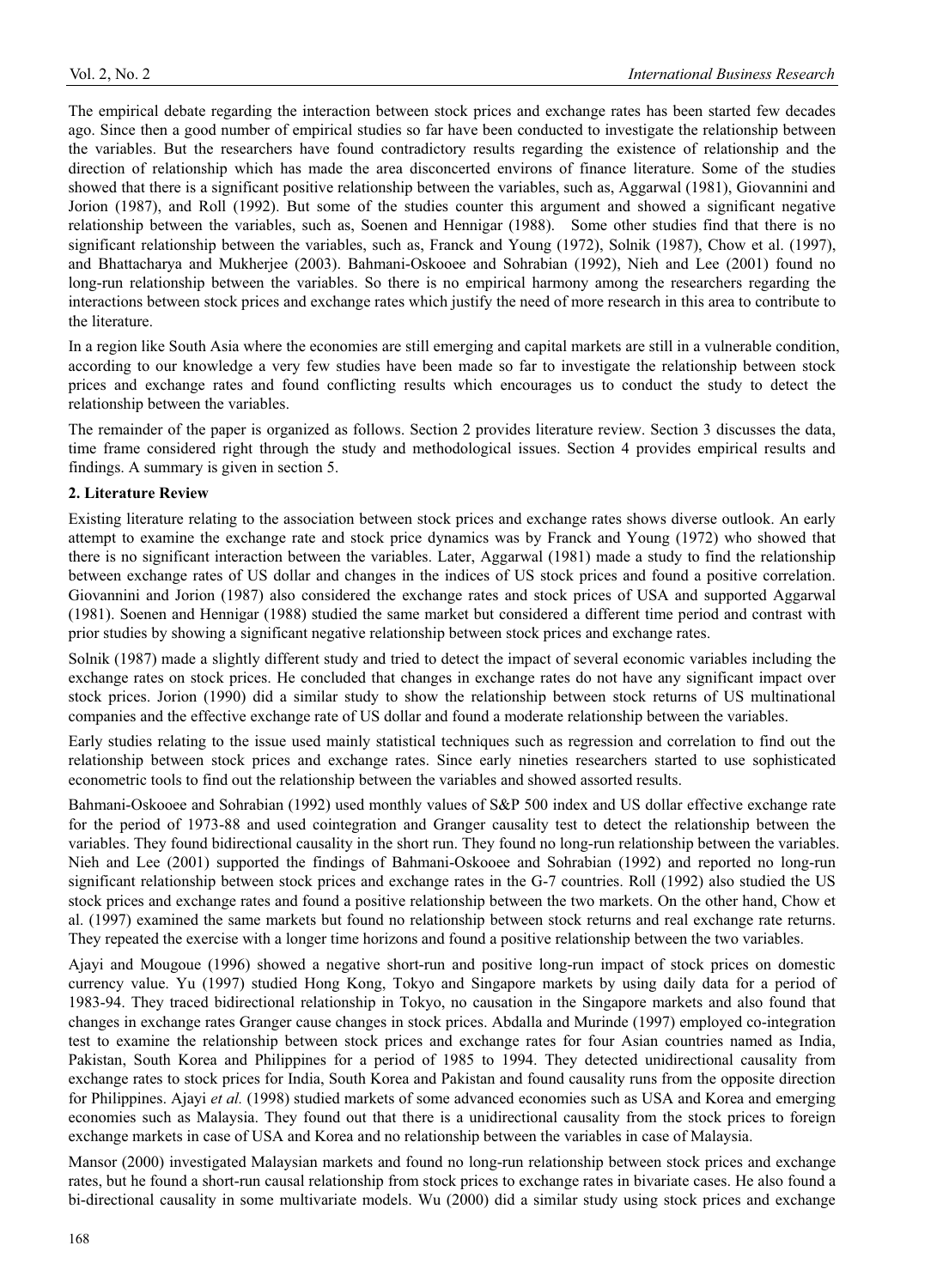The empirical debate regarding the interaction between stock prices and exchange rates has been started few decades ago. Since then a good number of empirical studies so far have been conducted to investigate the relationship between the variables. But the researchers have found contradictory results regarding the existence of relationship and the direction of relationship which has made the area disconcerted environs of finance literature. Some of the studies showed that there is a significant positive relationship between the variables, such as, Aggarwal (1981), Giovannini and Jorion (1987), and Roll (1992). But some of the studies counter this argument and showed a significant negative relationship between the variables, such as, Soenen and Hennigar (1988). Some other studies find that there is no significant relationship between the variables, such as, Franck and Young (1972), Solnik (1987), Chow et al. (1997), and Bhattacharya and Mukherjee (2003). Bahmani-Oskooee and Sohrabian (1992), Nieh and Lee (2001) found no long-run relationship between the variables. So there is no empirical harmony among the researchers regarding the interactions between stock prices and exchange rates which justify the need of more research in this area to contribute to the literature.

In a region like South Asia where the economies are still emerging and capital markets are still in a vulnerable condition, according to our knowledge a very few studies have been made so far to investigate the relationship between stock prices and exchange rates and found conflicting results which encourages us to conduct the study to detect the relationship between the variables.

The remainder of the paper is organized as follows. Section 2 provides literature review. Section 3 discusses the data, time frame considered right through the study and methodological issues. Section 4 provides empirical results and findings. A summary is given in section 5.

## 2. Literature Review

Existing literature relating to the association between stock prices and exchange rates shows diverse outlook. An early attempt to examine the exchange rate and stock price dynamics was by Franck and Young (1972) who showed that there is no significant interaction between the variables. Later, Aggarwal (1981) made a study to find the relationship between exchange rates of US dollar and changes in the indices of US stock prices and found a positive correlation. Giovannini and Jorion (1987) also considered the exchange rates and stock prices of USA and supported Aggarwal (1981). Soenen and Hennigar (1988) studied the same market but considered a different time period and contrast with prior studies by showing a significant negative relationship between stock prices and exchange rates.

Solnik (1987) made a slightly different study and tried to detect the impact of several economic variables including the exchange rates on stock prices. He concluded that changes in exchange rates do not have any significant impact over stock prices. Jorion (1990) did a similar study to show the relationship between stock returns of US multinational companies and the effective exchange rate of US dollar and found a moderate relationship between the variables.

Early studies relating to the issue used mainly statistical techniques such as regression and correlation to find out the relationship between stock prices and exchange rates. Since early nineties researchers started to use sophisticated econometric tools to find out the relationship between the variables and showed assorted results.

Bahmani-Oskooee and Sohrabian (1992) used monthly values of S&P 500 index and US dollar effective exchange rate for the period of 1973-88 and used cointegration and Granger causality test to detect the relationship between the variables. They found bidirectional causality in the short run. They found no long-run relationship between the variables. Nieh and Lee (2001) supported the findings of Bahmani-Oskooee and Sohrabian (1992) and reported no long-run significant relationship between stock prices and exchange rates in the G-7 countries. Roll (1992) also studied the US stock prices and exchange rates and found a positive relationship between the two markets. On the other hand, Chow et al. (1997) examined the same markets but found no relationship between stock returns and real exchange rate returns. They repeated the exercise with a longer time horizons and found a positive relationship between the two variables.

Ajayi and Mougoue (1996) showed a negative short-run and positive long-run impact of stock prices on domestic currency value. Yu (1997) studied Hong Kong, Tokyo and Singapore markets by using daily data for a period of 1983-94. They traced bidirectional relationship in Tokyo, no causation in the Singapore markets and also found that changes in exchange rates Granger cause changes in stock prices. Abdalla and Murinde (1997) employed co-integration test to examine the relationship between stock prices and exchange rates for four Asian countries named as India, Pakistan, South Korea and Philippines for a period of 1985 to 1994. They detected unidirectional causality from exchange rates to stock prices for India, South Korea and Pakistan and found causality runs from the opposite direction for Philippines. Ajayi *et al.* (1998) studied markets of some advanced economies such as USA and Korea and emerging economies such as Malaysia. They found out that there is a unidirectional causality from the stock prices to foreign exchange markets in case of USA and Korea and no relationship between the variables in case of Malaysia.

Mansor (2000) investigated Malaysian markets and found no long-run relationship between stock prices and exchange rates, but he found a short-run causal relationship from stock prices to exchange rates in bivariate cases. He also found a bi-directional causality in some multivariate models. Wu (2000) did a similar study using stock prices and exchange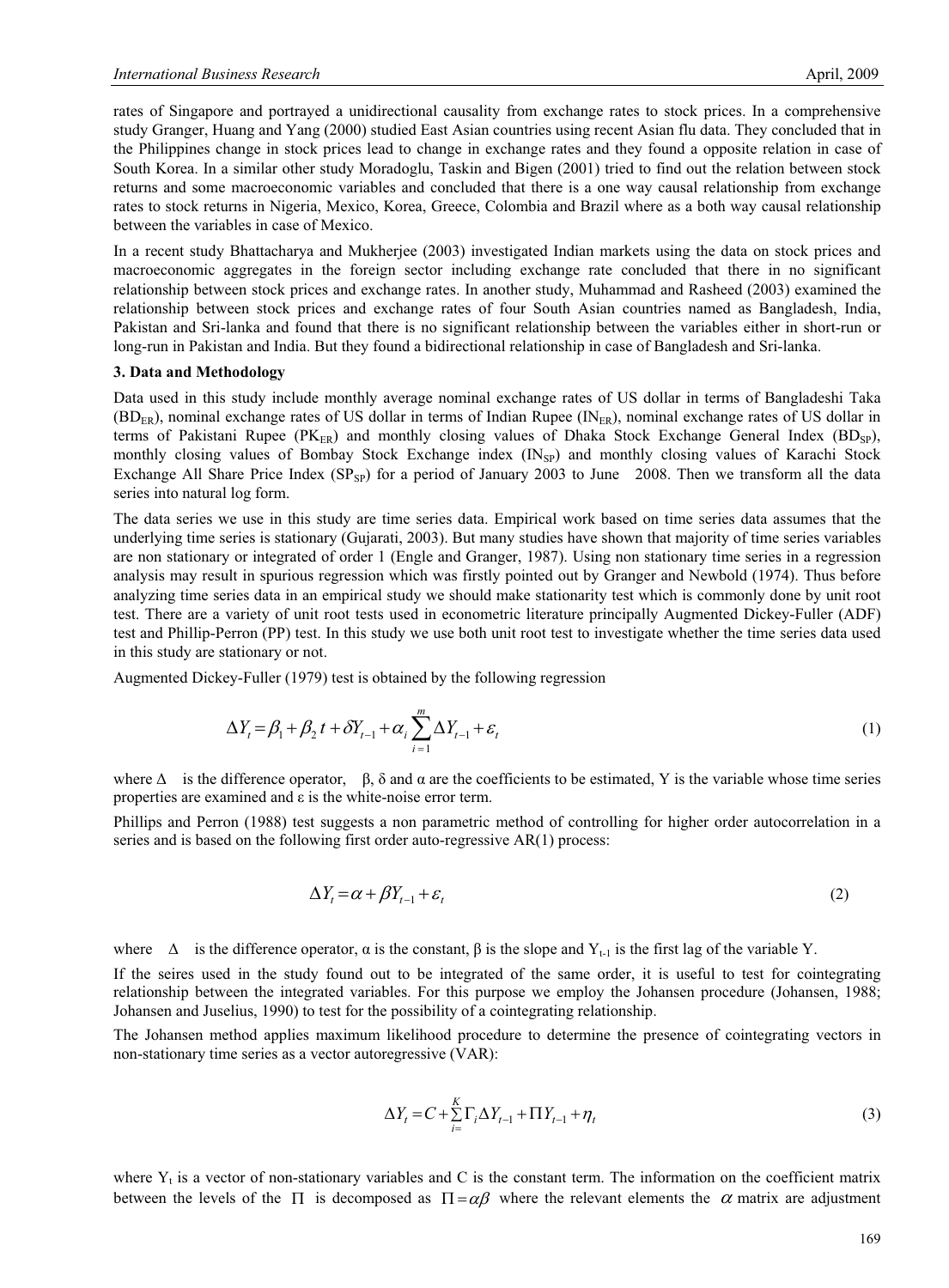rates of Singapore and portrayed a unidirectional causality from exchange rates to stock prices. In a comprehensive study Granger, Huang and Yang (2000) studied East Asian countries using recent Asian flu data. They concluded that in the Philippines change in stock prices lead to change in exchange rates and they found a opposite relation in case of South Korea. In a similar other study Moradoglu, Taskin and Bigen (2001) tried to find out the relation between stock returns and some macroeconomic variables and concluded that there is a one way causal relationship from exchange rates to stock returns in Nigeria, Mexico, Korea, Greece, Colombia and Brazil where as a both way causal relationship between the variables in case of Mexico.

In a recent study Bhattacharya and Mukherjee (2003) investigated Indian markets using the data on stock prices and macroeconomic aggregates in the foreign sector including exchange rate concluded that there in no significant relationship between stock prices and exchange rates. In another study, Muhammad and Rasheed (2003) examined the relationship between stock prices and exchange rates of four South Asian countries named as Bangladesh, India, Pakistan and Sri-lanka and found that there is no significant relationship between the variables either in short-run or long-run in Pakistan and India. But they found a bidirectional relationship in case of Bangladesh and Sri-lanka.

## 3. Data and Methodology

Data used in this study include monthly average nominal exchange rates of US dollar in terms of Bangladeshi Taka ($BD_{ER}$), nominal exchange rates of US dollar in terms of Indian Rupee ($IN_{ER}$), nominal exchange rates of US dollar in terms of Pakistani Rupee ($PK_{ER}$) and monthly closing values of Dhaka Stock Exchange General Index ($BD_{SP}$), monthly closing values of Bombay Stock Exchange index ($IN_{SP}$) and monthly closing values of Karachi Stock Exchange All Share Price Index ($SP_{SP}$) for a period of January 2003 to June 2008. Then we transform all the data series into natural log form.

The data series we use in this study are time series data. Empirical work based on time series data assumes that the underlying time series is stationary (Gujarati, 2003). But many studies have shown that majority of time series variables are non stationary or integrated of order 1 (Engle and Granger, 1987). Using non stationary time series in a regression analysis may result in spurious regression which was firstly pointed out by Granger and Newbold (1974). Thus before analyzing time series data in an empirical study we should make stationarity test which is commonly done by unit root test. There are a variety of unit root tests used in econometric literature principally Augmented Dickey-Fuller (ADF) test and Phillip-Perron (PP) test. In this study we use both unit root test to investigate whether the time series data used in this study are stationary or not.

Augmented Dickey-Fuller (1979) test is obtained by the following regression

$$\Delta Y_t = \beta_1 + \beta_2 t + \delta Y_{t-1} + \alpha_i \sum_{i=1}^{m} \Delta Y_{t-1} + \varepsilon_t \tag{1}$$

where $\Delta$ is the difference operator, $\beta$, $\delta$ and $\alpha$ are the coefficients to be estimated, Y is the variable whose time series properties are examined and $\varepsilon$ is the white-noise error term.

Phillips and Perron (1988) test suggests a non parametric method of controlling for higher order autocorrelation in a series and is based on the following first order auto-regressive AR(1) process:

$$\Delta Y_t = \alpha + \beta Y_{t-1} + \varepsilon_t \tag{2}$$

where $\Delta$ is the difference operator, $\alpha$ is the constant, $\beta$ is the slope and $Y_{t-1}$ is the first lag of the variable Y.

If the seires used in the study found out to be integrated of the same order, it is useful to test for cointegrating relationship between the integrated variables. For this purpose we employ the Johansen procedure (Johansen, 1988; Johansen and Juselius, 1990) to test for the possibility of a cointegrating relationship.

The Johansen method applies maximum likelihood procedure to determine the presence of cointegrating vectors in non-stationary time series as a vector autoregressive (VAR):

$$\Delta Y_t = C + \sum_{i=}^{K} \Gamma_i \Delta Y_{t-1} + \Pi Y_{t-1} + \eta_t \tag{3}$$

where $Y_t$ is a vector of non-stationary variables and C is the constant term. The information on the coefficient matrix between the levels of the $\Pi$ is decomposed as $\Pi = \alpha\beta$ where the relevant elements the $\alpha$ matrix are adjustment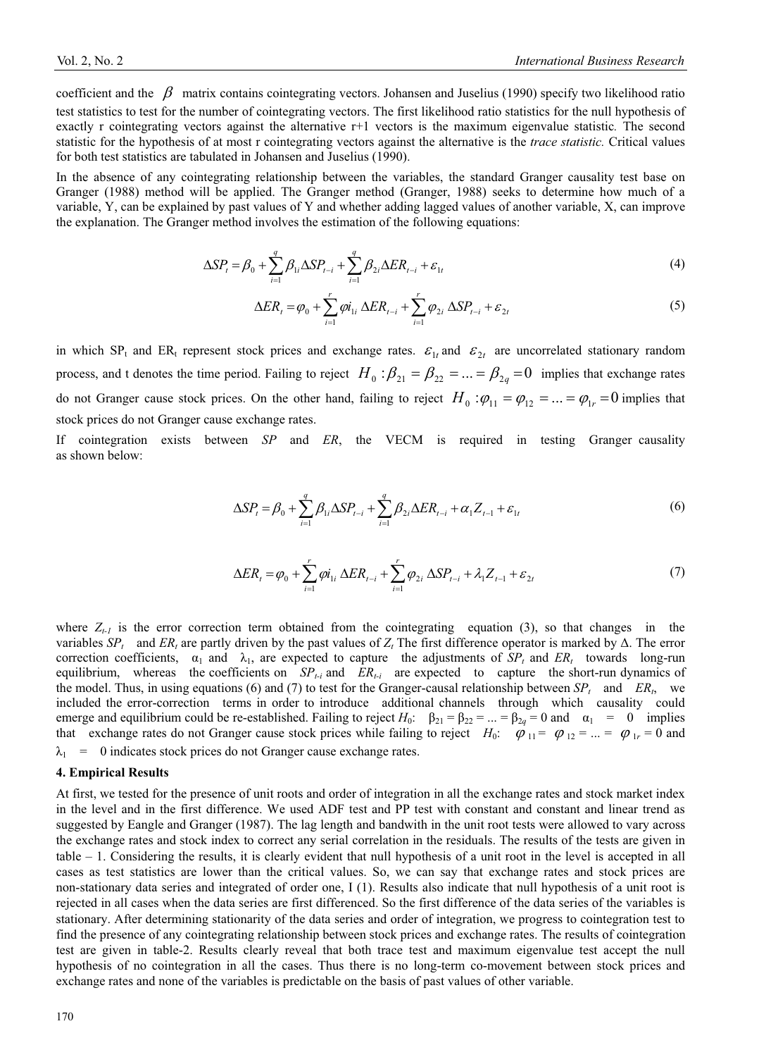coefficient and the $\beta$ matrix contains cointegrating vectors. Johansen and Juselius (1990) specify two likelihood ratio test statistics to test for the number of cointegrating vectors. The first likelihood ratio statistics for the null hypothesis of exactly r cointegrating vectors against the alternative r+1 vectors is the maximum eigenvalue statistic. The second statistic for the hypothesis of at most r cointegrating vectors against the alternative is the *trace statistic.* Critical values for both test statistics are tabulated in Johansen and Juselius (1990).

In the absence of any cointegrating relationship between the variables, the standard Granger causality test base on Granger (1988) method will be applied. The Granger method (Granger, 1988) seeks to determine how much of a variable, Y, can be explained by past values of Y and whether adding lagged values of another variable, X, can improve the explanation. The Granger method involves the estimation of the following equations:

$$\Delta SP_t = \beta_0 + \sum_{i=1}^{q} \beta_{1i} \Delta SP_{t-i} + \sum_{i=1}^{q} \beta_{2i} \Delta ER_{t-i} + \varepsilon_{1t} \tag{4}$$

$$\Delta ER_t = \varphi_0 + \sum_{i=1}^{r} \varphi i_{1i} \, \Delta ER_{t-i} + \sum_{i=1}^{r} \varphi_{2i} \, \Delta SP_{t-i} + \varepsilon_{2t} \tag{5}$$

in which $SP_t$ and $ER_t$ represent stock prices and exchange rates. $\varepsilon_{1t}$ and $\varepsilon_{2t}$ are uncorrelated stationary random process, and t denotes the time period. Failing to reject $H_0: \beta_{21} = \beta_{22} = ... = \beta_{2q} = 0$ implies that exchange rates do not Granger cause stock prices. On the other hand, failing to reject $H_0: \varphi_{11} = \varphi_{12} = ... = \varphi_{1r} = 0$ implies that stock prices do not Granger cause exchange rates.

If cointegration exists between *SP* and *ER*, the VECM is required in testing Granger causality as shown below:

$$\Delta SP_t = \beta_0 + \sum_{i=1}^{q} \beta_{1i} \Delta SP_{t-i} + \sum_{i=1}^{q} \beta_{2i} \Delta ER_{t-i} + \alpha_1 Z_{t-1} + \varepsilon_{1t} \tag{6}$$

$$\Delta ER_t = \varphi_0 + \sum_{i=1}^{r} \varphi i_{1i} \, \Delta ER_{t-i} + \sum_{i=1}^{r} \varphi_{2i} \, \Delta SP_{t-i} + \lambda_1 Z_{t-1} + \varepsilon_{2t} \tag{7}$$

where $Z_{t-1}$ is the error correction term obtained from the cointegrating equation (3), so that changes in the variables $SP_t$ and $ER_t$ are partly driven by the past values of $Z_t$ The first difference operator is marked by $\Delta$. The error correction coefficients, $\alpha_1$ and $\lambda_1$, are expected to capture the adjustments of $SP_t$ and $ER_t$ towards long-run equilibrium, whereas the coefficients on $SP_{t-i}$ and $ER_{t-i}$ are expected to capture the short-run dynamics of the model. Thus, in using equations (6) and (7) to test for the Granger-causal relationship between $SP_t$ and $ER_t$, we included the error-correction terms in order to introduce additional channels through which causality could emerge and equilibrium could be re-established. Failing to reject $H_0$: $\beta_{21} = \beta_{22} = ... = \beta_{2q} = 0$ and $\alpha_1 = 0$ implies that exchange rates do not Granger cause stock prices while failing to reject $H_0$: $\varphi_{11} = \varphi_{12} = ... = \varphi_{1r} = 0$ and $\lambda_1 = 0$ indicates stock prices do not Granger cause exchange rates.

## 4. Empirical Results

At first, we tested for the presence of unit roots and order of integration in all the exchange rates and stock market index in the level and in the first difference. We used ADF test and PP test with constant and constant and linear trend as suggested by Eangle and Granger (1987). The lag length and bandwith in the unit root tests were allowed to vary across the exchange rates and stock index to correct any serial correlation in the residuals. The results of the tests are given in table – 1. Considering the results, it is clearly evident that null hypothesis of a unit root in the level is accepted in all cases as test statistics are lower than the critical values. So, we can say that exchange rates and stock prices are non-stationary data series and integrated of order one, I (1). Results also indicate that null hypothesis of a unit root is rejected in all cases when the data series are first differenced. So the first difference of the data series of the variables is stationary. After determining stationarity of the data series and order of integration, we progress to cointegration test to find the presence of any cointegrating relationship between stock prices and exchange rates. The results of cointegration test are given in table-2. Results clearly reveal that both trace test and maximum eigenvalue test accept the null hypothesis of no cointegration in all the cases. Thus there is no long-term co-movement between stock prices and exchange rates and none of the variables is predictable on the basis of past values of other variable.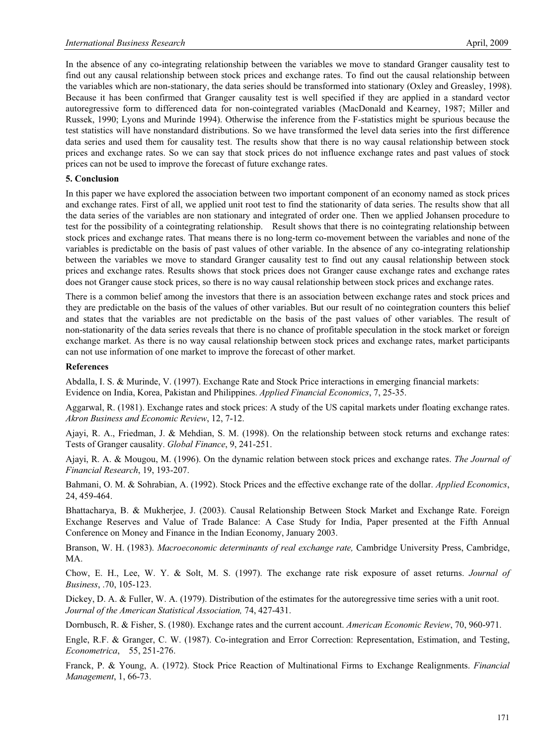In the absence of any co-integrating relationship between the variables we move to standard Granger causality test to find out any causal relationship between stock prices and exchange rates. To find out the causal relationship between the variables which are non-stationary, the data series should be transformed into stationary (Oxley and Greasley, 1998). Because it has been confirmed that Granger causality test is well specified if they are applied in a standard vector autoregressive form to differenced data for non-cointegrated variables (MacDonald and Kearney, 1987; Miller and Russek, 1990; Lyons and Murinde 1994). Otherwise the inference from the F-statistics might be spurious because the test statistics will have nonstandard distributions. So we have transformed the level data series into the first difference data series and used them for causality test. The results show that there is no way causal relationship between stock prices and exchange rates. So we can say that stock prices do not influence exchange rates and past values of stock prices can not be used to improve the forecast of future exchange rates.

## 5. Conclusion

In this paper we have explored the association between two important component of an economy named as stock prices and exchange rates. First of all, we applied unit root test to find the stationarity of data series. The results show that all the data series of the variables are non stationary and integrated of order one. Then we applied Johansen procedure to test for the possibility of a cointegrating relationship. Result shows that there is no cointegrating relationship between stock prices and exchange rates. That means there is no long-term co-movement between the variables and none of the variables is predictable on the basis of past values of other variable. In the absence of any co-integrating relationship between the variables we move to standard Granger causality test to find out any causal relationship between stock prices and exchange rates. Results shows that stock prices does not Granger cause exchange rates and exchange rates does not Granger cause stock prices, so there is no way causal relationship between stock prices and exchange rates.

There is a common belief among the investors that there is an association between exchange rates and stock prices and they are predictable on the basis of the values of other variables. But our result of no cointegration counters this belief and states that the variables are not predictable on the basis of the past values of other variables. The result of non-stationarity of the data series reveals that there is no chance of profitable speculation in the stock market or foreign exchange market. As there is no way causal relationship between stock prices and exchange rates, market participants can not use information of one market to improve the forecast of other market.

## References

Abdalla, I. S. & Murinde, V. (1997). Exchange Rate and Stock Price interactions in emerging financial markets: Evidence on India, Korea, Pakistan and Philippines. *Applied Financial Economics*, 7, 25-35.

Aggarwal, R. (1981). Exchange rates and stock prices: A study of the US capital markets under floating exchange rates. *Akron Business and Economic Review*, 12, 7-12.

Ajayi, R. A., Friedman, J. & Mehdian, S. M. (1998). On the relationship between stock returns and exchange rates: Tests of Granger causality. *Global Finance*, 9, 241-251.

Ajayi, R. A. & Mougou, M. (1996). On the dynamic relation between stock prices and exchange rates. *The Journal of Financial Research*, 19, 193-207.

Bahmani, O. M. & Sohrabian, A. (1992). Stock Prices and the effective exchange rate of the dollar. *Applied Economics*, 24, 459-464.

Bhattacharya, B. & Mukherjee, J. (2003). Causal Relationship Between Stock Market and Exchange Rate. Foreign Exchange Reserves and Value of Trade Balance: A Case Study for India, Paper presented at the Fifth Annual Conference on Money and Finance in the Indian Economy, January 2003.

Branson, W. H. (1983). *Macroeconomic determinants of real exchange rate,* Cambridge University Press, Cambridge, MA.

Chow, E. H., Lee, W. Y. & Solt, M. S. (1997). The exchange rate risk exposure of asset returns. *Journal of Business*, .70, 105-123.

Dickey, D. A. & Fuller, W. A. (1979). Distribution of the estimates for the autoregressive time series with a unit root. *Journal of the American Statistical Association,* 74, 427-431.

Dornbusch, R. & Fisher, S. (1980). Exchange rates and the current account. *American Economic Review*, 70, 960-971.

Engle, R.F. & Granger, C. W. (1987). Co-integration and Error Correction: Representation, Estimation, and Testing, *Econometrica*, 55, 251-276.

Franck, P. & Young, A. (1972). Stock Price Reaction of Multinational Firms to Exchange Realignments. *Financial Management*, 1, 66-73.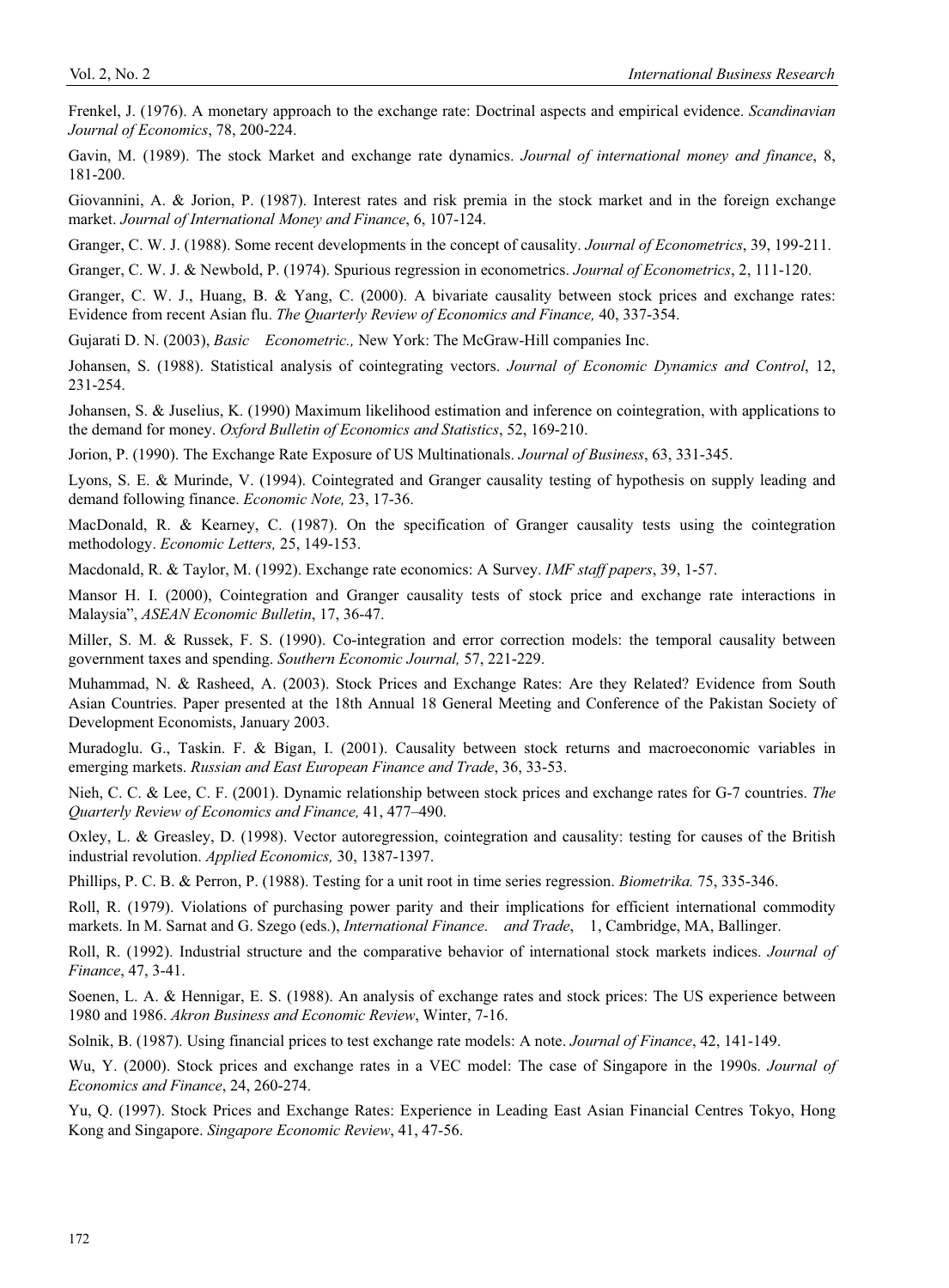Frenkel, J. (1976). A monetary approach to the exchange rate: Doctrinal aspects and empirical evidence. *Scandinavian Journal of Economics*, 78, 200-224.

Gavin, M. (1989). The stock Market and exchange rate dynamics. *Journal of international money and finance*, 8, 181-200.

Giovannini, A. & Jorion, P. (1987). Interest rates and risk premia in the stock market and in the foreign exchange market. *Journal of International Money and Finance*, 6, 107-124.

Granger, C. W. J. (1988). Some recent developments in the concept of causality. *Journal of Econometrics*, 39, 199-211.

Granger, C. W. J. & Newbold, P. (1974). Spurious regression in econometrics. *Journal of Econometrics*, 2, 111-120.

Granger, C. W. J., Huang, B. & Yang, C. (2000). A bivariate causality between stock prices and exchange rates: Evidence from recent Asian flu. *The Quarterly Review of Economics and Finance,* 40, 337-354.

Gujarati D. N. (2003), *Basic Econometric.,* New York: The McGraw-Hill companies Inc.

Johansen, S. (1988). Statistical analysis of cointegrating vectors. *Journal of Economic Dynamics and Control*, 12, 231-254.

Johansen, S. & Juselius, K. (1990) Maximum likelihood estimation and inference on cointegration, with applications to the demand for money. *Oxford Bulletin of Economics and Statistics*, 52, 169-210.

Jorion, P. (1990). The Exchange Rate Exposure of US Multinationals. *Journal of Business*, 63, 331-345.

Lyons, S. E. & Murinde, V. (1994). Cointegrated and Granger causality testing of hypothesis on supply leading and demand following finance. *Economic Note,* 23, 17-36.

MacDonald, R. & Kearney, C. (1987). On the specification of Granger causality tests using the cointegration methodology. *Economic Letters,* 25, 149-153.

Macdonald, R. & Taylor, M. (1992). Exchange rate economics: A Survey. *IMF staff papers*, 39, 1-57.

Mansor H. I. (2000), Cointegration and Granger causality tests of stock price and exchange rate interactions in Malaysia", *ASEAN Economic Bulletin*, 17, 36-47.

Miller, S. M. & Russek, F. S. (1990). Co-integration and error correction models: the temporal causality between government taxes and spending. *Southern Economic Journal,* 57, 221-229.

Muhammad, N. & Rasheed, A. (2003). Stock Prices and Exchange Rates: Are they Related? Evidence from South Asian Countries. Paper presented at the 18th Annual 18 General Meeting and Conference of the Pakistan Society of Development Economists, January 2003.

Muradoglu. G., Taskin. F. & Bigan, I. (2001). Causality between stock returns and macroeconomic variables in emerging markets. *Russian and East European Finance and Trade*, 36, 33-53.

Nieh, C. C. & Lee, C. F. (2001). Dynamic relationship between stock prices and exchange rates for G-7 countries. *The Quarterly Review of Economics and Finance,* 41, 477–490.

Oxley, L. & Greasley, D. (1998). Vector autoregression, cointegration and causality: testing for causes of the British industrial revolution. *Applied Economics,* 30, 1387-1397.

Phillips, P. C. B. & Perron, P. (1988). Testing for a unit root in time series regression. *Biometrika.* 75, 335-346.

Roll, R. (1979). Violations of purchasing power parity and their implications for efficient international commodity markets. In M. Sarnat and G. Szego (eds.), *International Finance*. *and Trade*, 1, Cambridge, MA, Ballinger.

Roll, R. (1992). Industrial structure and the comparative behavior of international stock markets indices. *Journal of Finance*, 47, 3-41.

Soenen, L. A. & Hennigar, E. S. (1988). An analysis of exchange rates and stock prices: The US experience between 1980 and 1986. *Akron Business and Economic Review*, Winter, 7-16.

Solnik, B. (1987). Using financial prices to test exchange rate models: A note. *Journal of Finance*, 42, 141-149.

Wu, Y. (2000). Stock prices and exchange rates in a VEC model: The case of Singapore in the 1990s. *Journal of Economics and Finance*, 24, 260-274.

Yu, Q. (1997). Stock Prices and Exchange Rates: Experience in Leading East Asian Financial Centres Tokyo, Hong Kong and Singapore. *Singapore Economic Review*, 41, 47-56.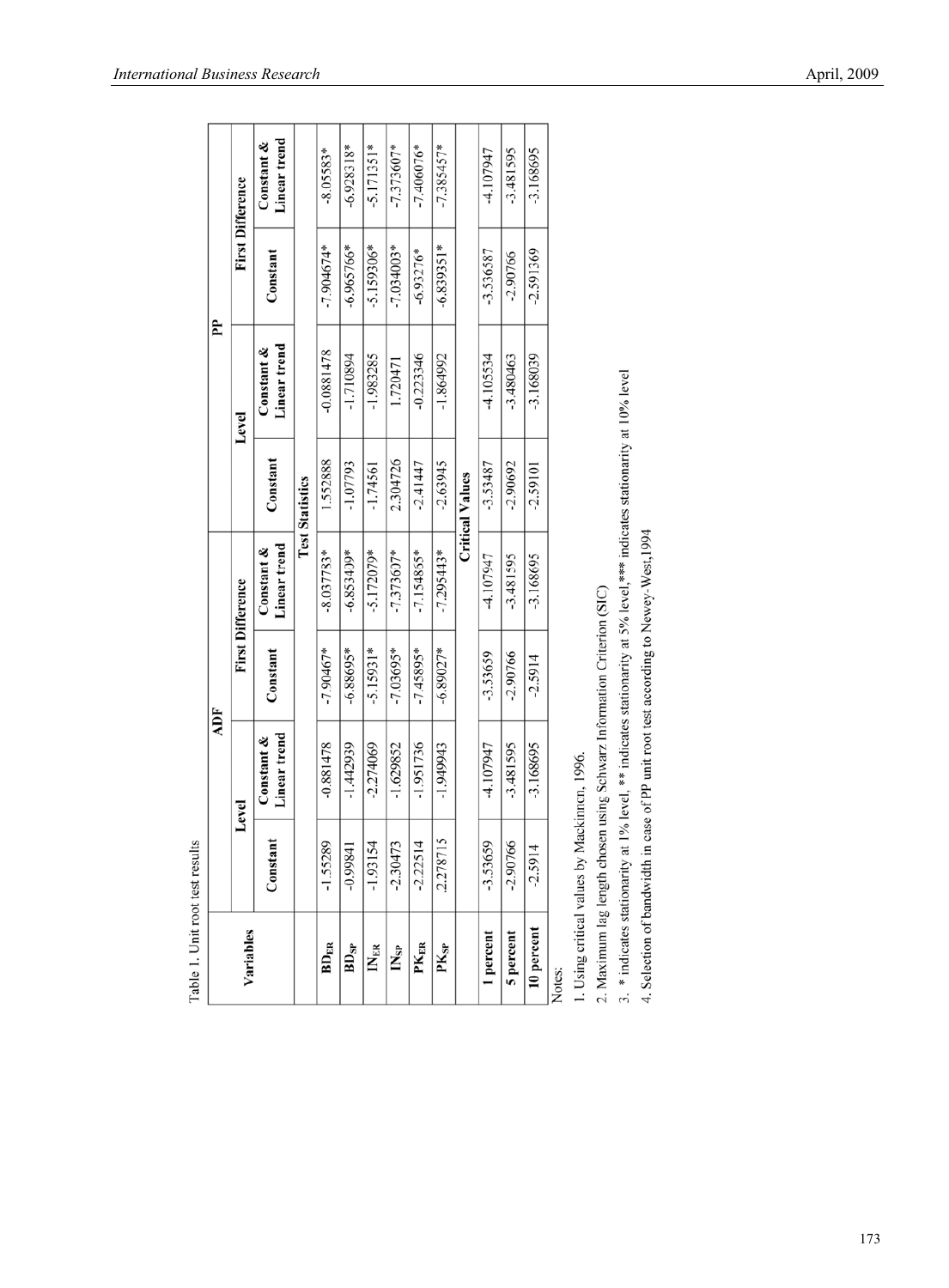Table 1. Unit root test results

| Variables | ADF | | | | PP | | | |
|---|---|---|---|---|---|---|---|---|
| | Level | | First Difference | | Level | | First Difference | |
| | Constant | Constant & Linear trend | Constant | Constant & Linear trend | Constant | Constant & Linear trend | Constant | Constant & Linear trend |
| | Test Statistics | | | | | | | |
| $BD_{ER}$ | -1.55289 | -0.881478 | -7.90467* | -8.037733* | 1.552888 | -0.0881478 | -7.904674* | -8.05583* |
| $BD_{SP}$ | -0.99841 | -1.442939 | -6.88695* | -6.853439* | -1.07793 | -1.710894 | -6.965766* | -6.928318* |
| $IN_{ER}$ | -1.93154 | -2.274069 | -5.15931* | -5.172079* | -1.74561 | -1.983285 | -5.159306* | -5.171351* |
| $IN_{SP}$ | -2.30473 | -1.629852 | -7.03695* | -7.373607* | 2.304726 | 1.720471 | -7.034003* | -7.373607* |
| $PK_{ER}$ | -2.22514 | -1.951736 | -7.45895* | -7.154855* | -2.41447 | -0.223346 | -6.93276* | -7.406076* |
| $PK_{SP}$ | 2.278715 | -1.949943 | -6.89027* | -7.295443* | -2.63945 | -1.864992 | -6.839351* | -7.385457* |
| | Critical Values | | | | | | | |
| 1 percent | -3.53659 | -4.107947 | -3.53659 | -4.107947 | -3.53487 | -4.105534 | -3.536587 | -4.107947 |
| 5 percent | -2.90766 | -3.481595 | -2.90766 | -3.481595 | -2.90692 | -3.480463 | -2.90766 | -3.481595 |
| 10 percent | -2.5914 | -3.168695 | -2.5914 | -3.168695 | -2.59101 | -3.168039 | -2.591369 | -3.168695 |

Notes:

1. Using critical values by Mackinnen, 1996.
2. Maximum lag length chosen using Schwarz Information Criterion (SIC)
3. * indicates stationarity at 1% level, ** indicates stationarity at 5% level, *** indicates stationarity at 10% level
4. Selection of bandwidth in case of PP unit root test according to Newey-West,1994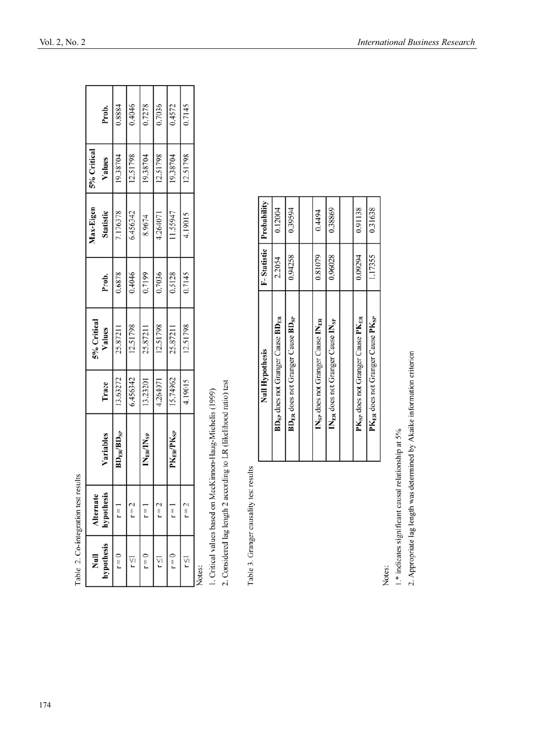Table 2. Co-integration test results

| Null hypothesis | Alternate hypothesis | Variables | Trace | 5% Critical Values | Prob. | Max-Eigen Statistic | 5% Critical Values | Prob. |
|---|---|---|---|---|---|---|---|---|
| r = 0 | r = 1 | $BD_{ER}/BD_{SP}$ | 13.63272 | 25.87211 | 0.6878 | 7.176378 | 19.38704 | 0.8884 |
| r ≤1 | r = 2 | | 6.456342 | 12.51798 | 0.4046 | 6.456342 | 12.51798 | 0.4046 |
| r = 0 | r = 1 | $IN_{ER}/IN_{SP}$ | 13.23201 | 25.87211 | 0.7199 | 8.9674 | 19.38704 | 0.7278 |
| r ≤1 | r = 2 | | 4.264071 | 12.51798 | 0.7036 | 4.264071 | 12.51798 | 0.7036 |
| r = 0 | r = 1 | $PK_{ER}/PK_{SP}$ | 15.74962 | 25.87211 | 0.5128 | 11.55947 | 19.38704 | 0.4572 |
| r ≤1 | r = 2 | | 4.19015 | 12.51798 | 0.7145 | 4.19015 | 12.51798 | 0.7145 |

Notes:

1. Critical values based on MacKinnon-Haug-Michelis (1999)
2. Considered lag length 2 according to LR (likelihood ratio) test

Table 3. Granger causality test results

| Null Hypothesis | F- Statistic | Probability |
|---|---|---|
| $BD_{SP}$ does not Granger Cause $BD_{ER}$ | 2.2054 | 0.12004 |
| $BD_{ER}$ does not Granger Cause $BD_{SP}$ | 0.94258 | 0.39594 |
| | | |
| $IN_{SP}$ does not Granger Cause $IN_{ER}$ | 0.81079 | 0.4494 |
| $IN_{ER}$ does not Granger Cause $IN_{SP}$ | 0.96028 | 0.38869 |
| | | |
| $PK_{SP}$ does not Granger Cause $PK_{ER}$ | 0.09294 | 0.91138 |
| $PK_{ER}$ does not Granger Cause $PK_{SP}$ | 1.17355 | 0.31638 |

Notes:

1. * indicates significant causal relationship at 5%
2. Appropriate lag length was determined by Akaike information criterion